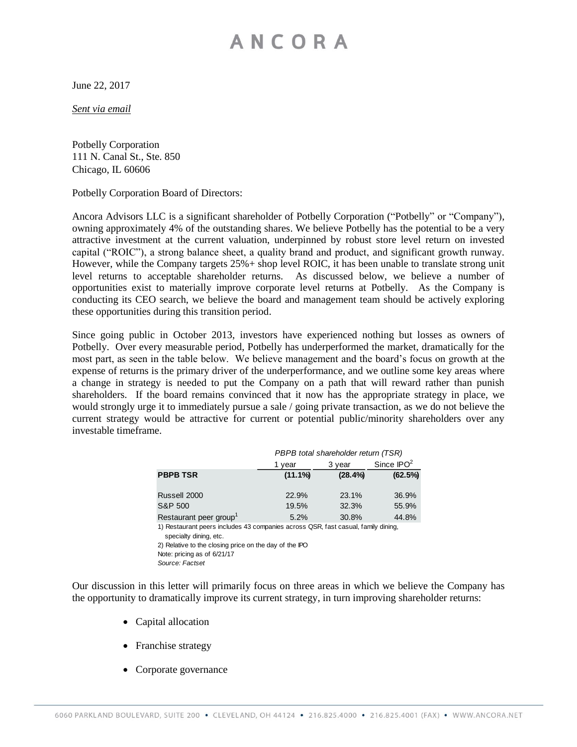# ANCORA

June 22, 2017

*Sent via email*

Potbelly Corporation
111 N. Canal St., Ste. 850
Chicago, IL 60606

Potbelly Corporation Board of Directors:

Ancora Advisors LLC is a significant shareholder of Potbelly Corporation ("Potbelly" or "Company"), owning approximately 4% of the outstanding shares. We believe Potbelly has the potential to be a very attractive investment at the current valuation, underpinned by robust store level return on invested capital ("ROIC"), a strong balance sheet, a quality brand and product, and significant growth runway. However, while the Company targets 25%+ shop level ROIC, it has been unable to translate strong unit level returns to acceptable shareholder returns. As discussed below, we believe a number of opportunities exist to materially improve corporate level returns at Potbelly. As the Company is conducting its CEO search, we believe the board and management team should be actively exploring these opportunities during this transition period.

Since going public in October 2013, investors have experienced nothing but losses as owners of Potbelly. Over every measurable period, Potbelly has underperformed the market, dramatically for the most part, as seen in the table below. We believe management and the board's focus on growth at the expense of returns is the primary driver of the underperformance, and we outline some key areas where a change in strategy is needed to put the Company on a path that will reward rather than punish shareholders. If the board remains convinced that it now has the appropriate strategy in place, we would strongly urge it to immediately pursue a sale / going private transaction, as we do not believe the current strategy would be attractive for current or potential public/minority shareholders over any investable timeframe.

| | *PBPB total shareholder return (TSR)* | | |
|---|---|---|---|
| | 1 year | 3 year | Since IPO[2] |
| **PBPB TSR** | **(11.1%)** | **(28.4%)** | **(62.5%)** |
| Russell 2000 | 22.9% | 23.1% | 36.9% |
| S&P 500 | 19.5% | 32.3% | 55.9% |
| Restaurant peer group[1] | 5.2% | 30.8% | 44.8% |

1) Restaurant peers includes 43 companies across QSR, fast casual, family dining, specialty dining, etc.
2) Relative to the closing price on the day of the IPO
Note: pricing as of 6/21/17
*Source: Factset*

Our discussion in this letter will primarily focus on three areas in which we believe the Company has the opportunity to dramatically improve its current strategy, in turn improving shareholder returns:

- Capital allocation
- Franchise strategy
- Corporate governance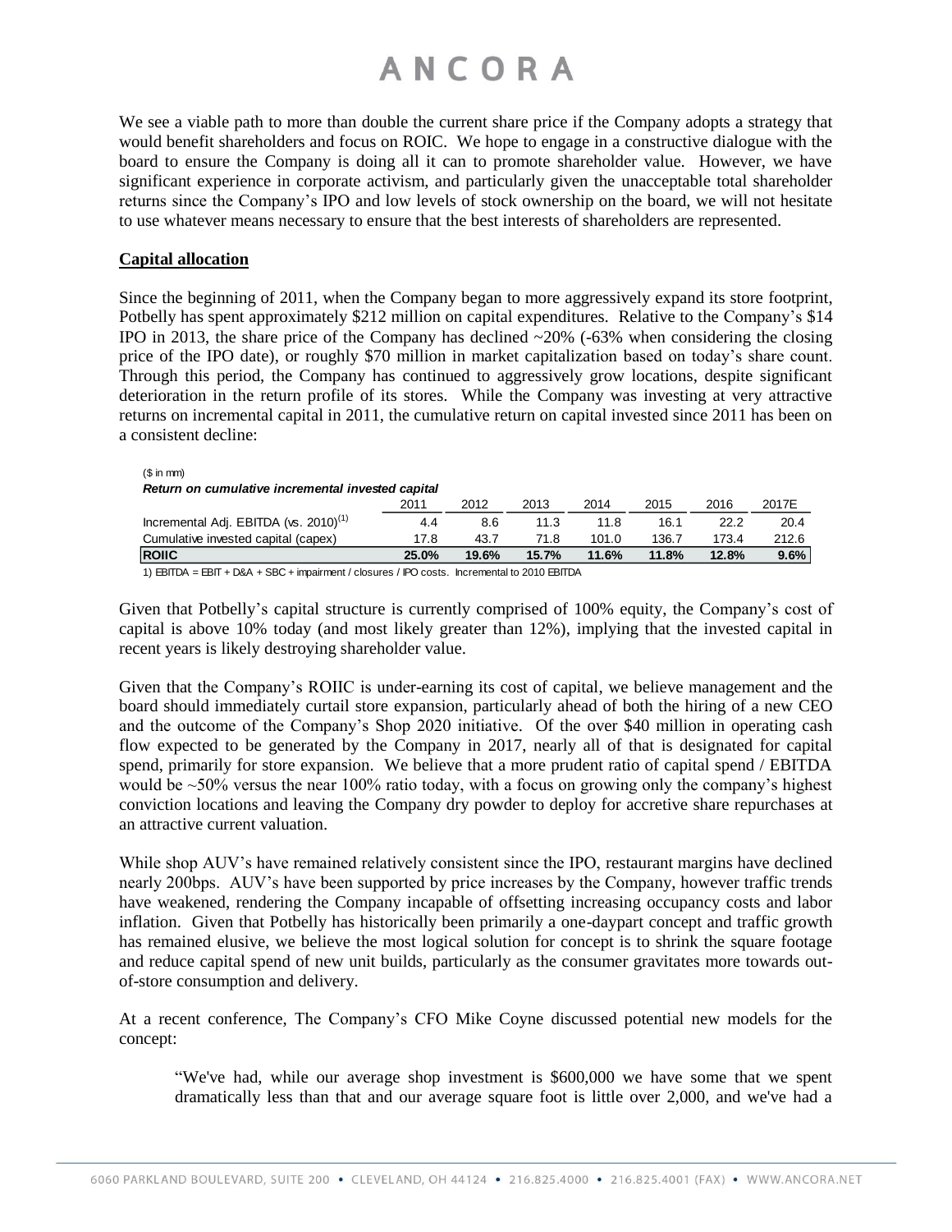We see a viable path to more than double the current share price if the Company adopts a strategy that would benefit shareholders and focus on ROIC. We hope to engage in a constructive dialogue with the board to ensure the Company is doing all it can to promote shareholder value. However, we have significant experience in corporate activism, and particularly given the unacceptable total shareholder returns since the Company's IPO and low levels of stock ownership on the board, we will not hesitate to use whatever means necessary to ensure that the best interests of shareholders are represented.

**Capital allocation**

Since the beginning of 2011, when the Company began to more aggressively expand its store footprint, Potbelly has spent approximately $212 million on capital expenditures. Relative to the Company's $14 IPO in 2013, the share price of the Company has declined ~20% (-63% when considering the closing price of the IPO date), or roughly $70 million in market capitalization based on today's share count. Through this period, the Company has continued to aggressively grow locations, despite significant deterioration in the return profile of its stores. While the Company was investing at very attractive returns on incremental capital in 2011, the cumulative return on capital invested since 2011 has been on a consistent decline:

($ in mm)

*Return on cumulative incremental invested capital*

| | 2011 | 2012 | 2013 | 2014 | 2015 | 2016 | 2017E |
|---|---|---|---|---|---|---|---|
| Incremental Adj. EBITDA (vs. 2010)[1] | 4.4 | 8.6 | 11.3 | 11.8 | 16.1 | 22.2 | 20.4 |
| Cumulative invested capital (capex) | 17.8 | 43.7 | 71.8 | 101.0 | 136.7 | 173.4 | 212.6 |
| **ROIIC** | **25.0%** | **19.6%** | **15.7%** | **11.6%** | **11.8%** | **12.8%** | **9.6%** |

1) EBITDA = EBIT + D&A + SBC + impairment / closures / IPO costs. Incremental to 2010 EBITDA

Given that Potbelly's capital structure is currently comprised of 100% equity, the Company's cost of capital is above 10% today (and most likely greater than 12%), implying that the invested capital in recent years is likely destroying shareholder value.

Given that the Company's ROIIC is under-earning its cost of capital, we believe management and the board should immediately curtail store expansion, particularly ahead of both the hiring of a new CEO and the outcome of the Company's Shop 2020 initiative. Of the over $40 million in operating cash flow expected to be generated by the Company in 2017, nearly all of that is designated for capital spend, primarily for store expansion. We believe that a more prudent ratio of capital spend / EBITDA would be ~50% versus the near 100% ratio today, with a focus on growing only the company's highest conviction locations and leaving the Company dry powder to deploy for accretive share repurchases at an attractive current valuation.

While shop AUV's have remained relatively consistent since the IPO, restaurant margins have declined nearly 200bps. AUV's have been supported by price increases by the Company, however traffic trends have weakened, rendering the Company incapable of offsetting increasing occupancy costs and labor inflation. Given that Potbelly has historically been primarily a one-daypart concept and traffic growth has remained elusive, we believe the most logical solution for concept is to shrink the square footage and reduce capital spend of new unit builds, particularly as the consumer gravitates more towards out-of-store consumption and delivery.

At a recent conference, The Company's CFO Mike Coyne discussed potential new models for the concept:

> "We've had, while our average shop investment is $600,000 we have some that we spent dramatically less than that and our average square foot is little over 2,000, and we've had a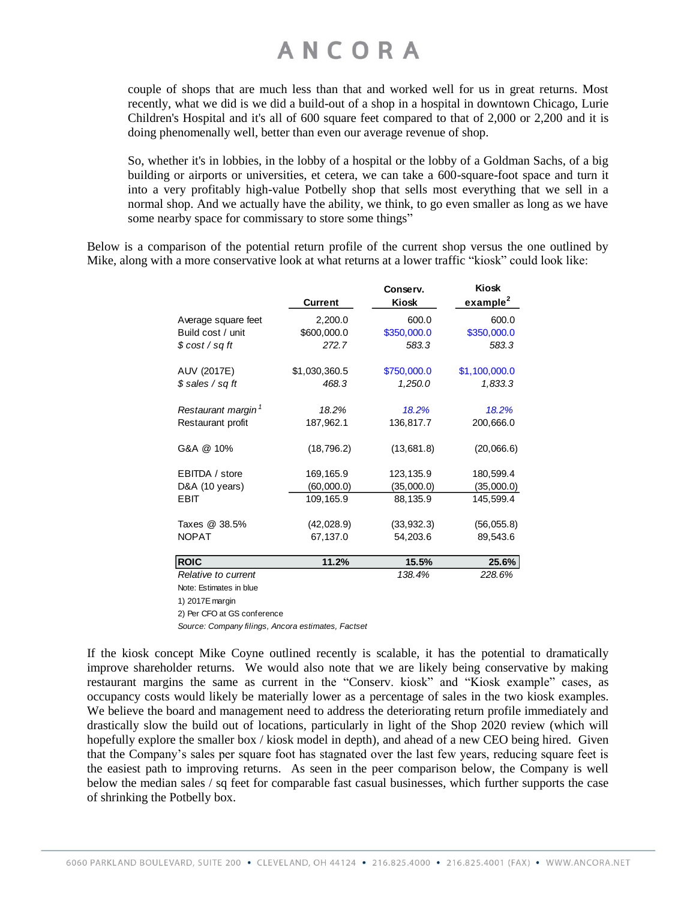couple of shops that are much less than that and worked well for us in great returns. Most recently, what we did is we did a build-out of a shop in a hospital in downtown Chicago, Lurie Children's Hospital and it's all of 600 square feet compared to that of 2,000 or 2,200 and it is doing phenomenally well, better than even our average revenue of shop.

So, whether it's in lobbies, in the lobby of a hospital or the lobby of a Goldman Sachs, of a big building or airports or universities, et cetera, we can take a 600-square-foot space and turn it into a very profitably high-value Potbelly shop that sells most everything that we sell in a normal shop. And we actually have the ability, we think, to go even smaller as long as we have some nearby space for commissary to store some things"

Below is a comparison of the potential return profile of the current shop versus the one outlined by Mike, along with a more conservative look at what returns at a lower traffic "kiosk" could look like:

| | Current | Conserv. Kiosk | Kiosk example[2] |
|---|---|---|---|
| Average square feet | 2,200.0 | 600.0 | 600.0 |
| Build cost / unit | $600,000.0 | $350,000.0 | $350,000.0 |
| *$ cost / sq ft* | *272.7* | *583.3* | *583.3* |
| AUV (2017E) | $1,030,360.5 | $750,000.0 | $1,100,000.0 |
| *$ sales / sq ft* | *468.3* | *1,250.0* | *1,833.3* |
| *Restaurant margin[1]* | *18.2%* | *18.2%* | *18.2%* |
| Restaurant profit | 187,962.1 | 136,817.7 | 200,666.0 |
| G&A @ 10% | (18,796.2) | (13,681.8) | (20,066.6) |
| EBITDA / store | 169,165.9 | 123,135.9 | 180,599.4 |
| D&A (10 years) | (60,000.0) | (35,000.0) | (35,000.0) |
| EBIT | 109,165.9 | 88,135.9 | 145,599.4 |
| Taxes @ 38.5% | (42,028.9) | (33,932.3) | (56,055.8) |
| NOPAT | 67,137.0 | 54,203.6 | 89,543.6 |
| **ROIC** | **11.2%** | **15.5%** | **25.6%** |
| *Relative to current* | | *138.4%* | *228.6%* |

Note: Estimates in blue

1) 2017E margin

2) Per CFO at GS conference

*Source: Company filings, Ancora estimates, Factset*

If the kiosk concept Mike Coyne outlined recently is scalable, it has the potential to dramatically improve shareholder returns. We would also note that we are likely being conservative by making restaurant margins the same as current in the "Conserv. kiosk" and "Kiosk example" cases, as occupancy costs would likely be materially lower as a percentage of sales in the two kiosk examples. We believe the board and management need to address the deteriorating return profile immediately and drastically slow the build out of locations, particularly in light of the Shop 2020 review (which will hopefully explore the smaller box / kiosk model in depth), and ahead of a new CEO being hired. Given that the Company's sales per square foot has stagnated over the last few years, reducing square feet is the easiest path to improving returns. As seen in the peer comparison below, the Company is well below the median sales / sq feet for comparable fast casual businesses, which further supports the case of shrinking the Potbelly box.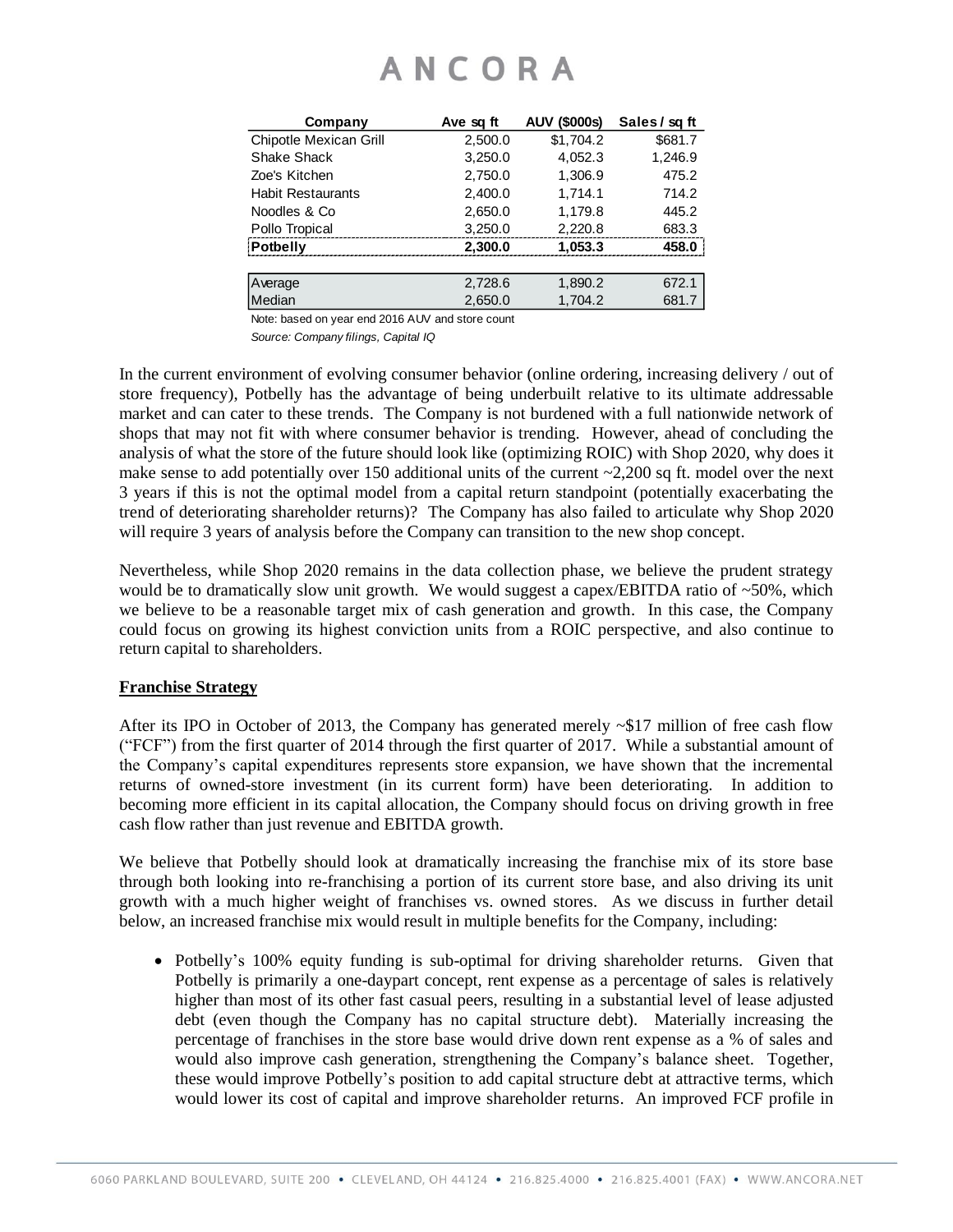| Company | Ave sq ft | AUV ($000s) | Sales / sq ft |
|---|---|---|---|
| Chipotle Mexican Grill | 2,500.0 | $1,704.2 | $681.7 |
| Shake Shack | 3,250.0 | 4,052.3 | 1,246.9 |
| Zoe's Kitchen | 2,750.0 | 1,306.9 | 475.2 |
| Habit Restaurants | 2,400.0 | 1,714.1 | 714.2 |
| Noodles & Co | 2,650.0 | 1,179.8 | 445.2 |
| Pollo Tropical | 3,250.0 | 2,220.8 | 683.3 |
| **Potbelly** | **2,300.0** | **1,053.3** | **458.0** |
| Average | 2,728.6 | 1,890.2 | 672.1 |
| Median | 2,650.0 | 1,704.2 | 681.7 |

Note: based on year end 2016 AUV and store count

*Source: Company filings, Capital IQ*

In the current environment of evolving consumer behavior (online ordering, increasing delivery / out of store frequency), Potbelly has the advantage of being underbuilt relative to its ultimate addressable market and can cater to these trends. The Company is not burdened with a full nationwide network of shops that may not fit with where consumer behavior is trending. However, ahead of concluding the analysis of what the store of the future should look like (optimizing ROIC) with Shop 2020, why does it make sense to add potentially over 150 additional units of the current ~2,200 sq ft. model over the next 3 years if this is not the optimal model from a capital return standpoint (potentially exacerbating the trend of deteriorating shareholder returns)? The Company has also failed to articulate why Shop 2020 will require 3 years of analysis before the Company can transition to the new shop concept.

Nevertheless, while Shop 2020 remains in the data collection phase, we believe the prudent strategy would be to dramatically slow unit growth. We would suggest a capex/EBITDA ratio of ~50%, which we believe to be a reasonable target mix of cash generation and growth. In this case, the Company could focus on growing its highest conviction units from a ROIC perspective, and also continue to return capital to shareholders.

**Franchise Strategy**

After its IPO in October of 2013, the Company has generated merely ~$17 million of free cash flow ("FCF") from the first quarter of 2014 through the first quarter of 2017. While a substantial amount of the Company's capital expenditures represents store expansion, we have shown that the incremental returns of owned-store investment (in its current form) have been deteriorating. In addition to becoming more efficient in its capital allocation, the Company should focus on driving growth in free cash flow rather than just revenue and EBITDA growth.

We believe that Potbelly should look at dramatically increasing the franchise mix of its store base through both looking into re-franchising a portion of its current store base, and also driving its unit growth with a much higher weight of franchises vs. owned stores. As we discuss in further detail below, an increased franchise mix would result in multiple benefits for the Company, including:

- Potbelly's 100% equity funding is sub-optimal for driving shareholder returns. Given that Potbelly is primarily a one-daypart concept, rent expense as a percentage of sales is relatively higher than most of its other fast casual peers, resulting in a substantial level of lease adjusted debt (even though the Company has no capital structure debt). Materially increasing the percentage of franchises in the store base would drive down rent expense as a % of sales and would also improve cash generation, strengthening the Company's balance sheet. Together, these would improve Potbelly's position to add capital structure debt at attractive terms, which would lower its cost of capital and improve shareholder returns. An improved FCF profile in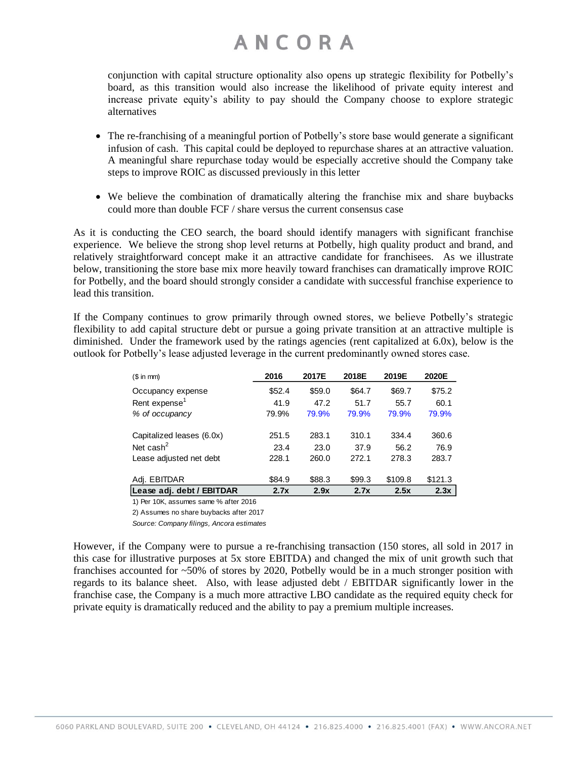conjunction with capital structure optionality also opens up strategic flexibility for Potbelly's board, as this transition would also increase the likelihood of private equity interest and increase private equity's ability to pay should the Company choose to explore strategic alternatives

- The re-franchising of a meaningful portion of Potbelly's store base would generate a significant infusion of cash. This capital could be deployed to repurchase shares at an attractive valuation. A meaningful share repurchase today would be especially accretive should the Company take steps to improve ROIC as discussed previously in this letter

- We believe the combination of dramatically altering the franchise mix and share buybacks could more than double FCF / share versus the current consensus case

As it is conducting the CEO search, the board should identify managers with significant franchise experience. We believe the strong shop level returns at Potbelly, high quality product and brand, and relatively straightforward concept make it an attractive candidate for franchisees. As we illustrate below, transitioning the store base mix more heavily toward franchises can dramatically improve ROIC for Potbelly, and the board should strongly consider a candidate with successful franchise experience to lead this transition.

If the Company continues to grow primarily through owned stores, we believe Potbelly's strategic flexibility to add capital structure debt or pursue a going private transition at an attractive multiple is diminished. Under the framework used by the ratings agencies (rent capitalized at 6.0x), below is the outlook for Potbelly's lease adjusted leverage in the current predominantly owned stores case.

| ($ in mm) | 2016 | 2017E | 2018E | 2019E | 2020E |
|---|---|---|---|---|---|
| Occupancy expense | $52.4 | $59.0 | $64.7 | $69.7 | $75.2 |
| Rent expense[1] | 41.9 | 47.2 | 51.7 | 55.7 | 60.1 |
| *% of occupancy* | 79.9% | 79.9% | 79.9% | 79.9% | 79.9% |
| | | | | | |
| Capitalized leases (6.0x) | 251.5 | 283.1 | 310.1 | 334.4 | 360.6 |
| Net cash[2] | 23.4 | 23.0 | 37.9 | 56.2 | 76.9 |
| Lease adjusted net debt | 228.1 | 260.0 | 272.1 | 278.3 | 283.7 |
| | | | | | |
| Adj. EBITDAR | $84.9 | $88.3 | $99.3 | $109.8 | $121.3 |
| **Lease adj. debt / EBITDAR** | **2.7x** | **2.9x** | **2.7x** | **2.5x** | **2.3x** |

1) Per 10K, assumes same % after 2016

2) Assumes no share buybacks after 2017

*Source: Company filings, Ancora estimates*

However, if the Company were to pursue a re-franchising transaction (150 stores, all sold in 2017 in this case for illustrative purposes at 5x store EBITDA) and changed the mix of unit growth such that franchises accounted for ~50% of stores by 2020, Potbelly would be in a much stronger position with regards to its balance sheet. Also, with lease adjusted debt / EBITDAR significantly lower in the franchise case, the Company is a much more attractive LBO candidate as the required equity check for private equity is dramatically reduced and the ability to pay a premium multiple increases.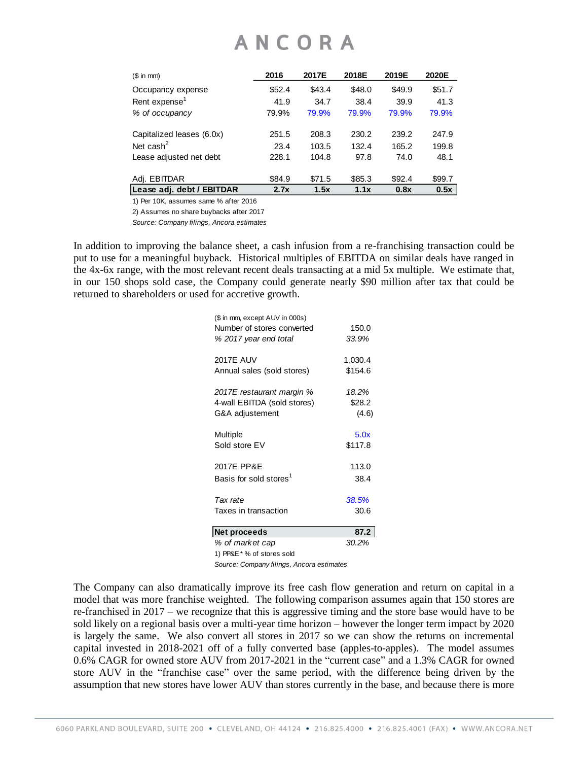| ($ in mm) | 2016 | 2017E | 2018E | 2019E | 2020E |
|---|---|---|---|---|---|
| Occupancy expense | $52.4 | $43.4 | $48.0 | $49.9 | $51.7 |
| Rent expense[1] | 41.9 | 34.7 | 38.4 | 39.9 | 41.3 |
| *% of occupancy* | 79.9% | 79.9% | 79.9% | 79.9% | 79.9% |
| | | | | | |
| Capitalized leases (6.0x) | 251.5 | 208.3 | 230.2 | 239.2 | 247.9 |
| Net cash[2] | 23.4 | 103.5 | 132.4 | 165.2 | 199.8 |
| Lease adjusted net debt | 228.1 | 104.8 | 97.8 | 74.0 | 48.1 |
| | | | | | |
| Adj. EBITDAR | $84.9 | $71.5 | $85.3 | $92.4 | $99.7 |
| **Lease adj. debt / EBITDAR** | **2.7x** | **1.5x** | **1.1x** | **0.8x** | **0.5x** |

1) Per 10K, assumes same % after 2016

2) Assumes no share buybacks after 2017

*Source: Company filings, Ancora estimates*

In addition to improving the balance sheet, a cash infusion from a re-franchising transaction could be put to use for a meaningful buyback. Historical multiples of EBITDA on similar deals have ranged in the 4x-6x range, with the most relevant recent deals transacting at a mid 5x multiple. We estimate that, in our 150 shops sold case, the Company could generate nearly $90 million after tax that could be returned to shareholders or used for accretive growth.

| ($ in mm, except AUV in 000s) | |
|---|---|
| Number of stores converted | 150.0 |
| *% 2017 year end total* | *33.9%* |
| | |
| 2017E AUV | 1,030.4 |
| Annual sales (sold stores) | $154.6 |
| | |
| *2017E restaurant margin %* | *18.2%* |
| 4-wall EBITDA (sold stores) | $28.2 |
| G&A adjustement | (4.6) |
| | |
| Multiple | 5.0x |
| Sold store EV | $117.8 |
| | |
| 2017E PP&E | 113.0 |
| Basis for sold stores[1] | 38.4 |
| | |
| *Tax rate* | *38.5%* |
| Taxes in transaction | 30.6 |
| | |
| **Net proceeds** | **87.2** |
| *% of market cap* | *30.2%* |

1) PP&E * % of stores sold

*Source: Company filings, Ancora estimates*

The Company can also dramatically improve its free cash flow generation and return on capital in a model that was more franchise weighted. The following comparison assumes again that 150 stores are re-franchised in 2017 – we recognize that this is aggressive timing and the store base would have to be sold likely on a regional basis over a multi-year time horizon – however the longer term impact by 2020 is largely the same. We also convert all stores in 2017 so we can show the returns on incremental capital invested in 2018-2021 off of a fully converted base (apples-to-apples). The model assumes 0.6% CAGR for owned store AUV from 2017-2021 in the "current case" and a 1.3% CAGR for owned store AUV in the "franchise case" over the same period, with the difference being driven by the assumption that new stores have lower AUV than stores currently in the base, and because there is more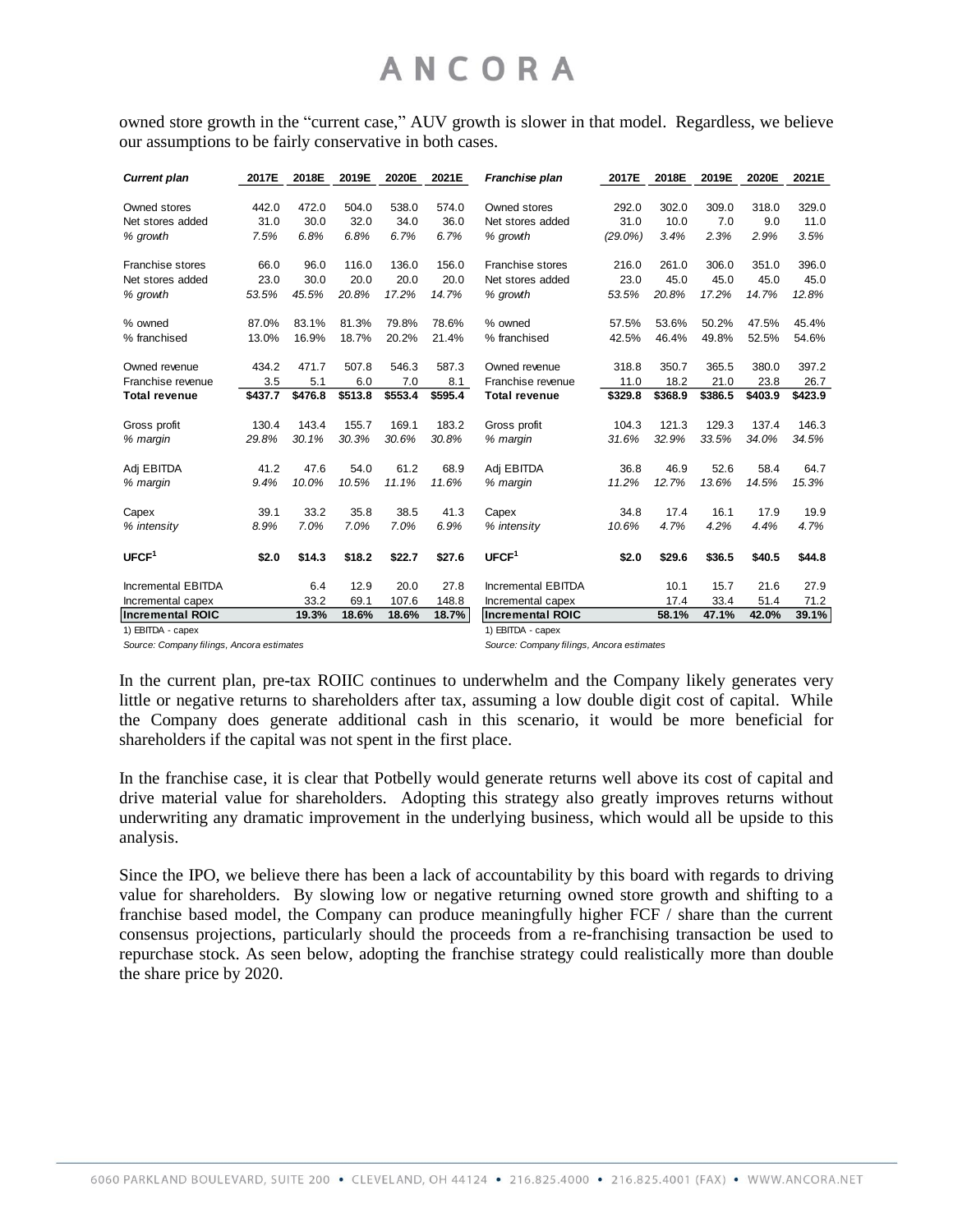owned store growth in the "current case," AUV growth is slower in that model. Regardless, we believe our assumptions to be fairly conservative in both cases.

| *Current plan* | 2017E | 2018E | 2019E | 2020E | 2021E |
|---|---|---|---|---|---|
| Owned stores | 442.0 | 472.0 | 504.0 | 538.0 | 574.0 |
| Net stores added | 31.0 | 30.0 | 32.0 | 34.0 | 36.0 |
| *% growth* | *7.5%* | *6.8%* | *6.8%* | *6.7%* | *6.7%* |
| Franchise stores | 66.0 | 96.0 | 116.0 | 136.0 | 156.0 |
| Net stores added | 23.0 | 30.0 | 20.0 | 20.0 | 20.0 |
| *% growth* | *53.5%* | *45.5%* | *20.8%* | *17.2%* | *14.7%* |
| % owned | 87.0% | 83.1% | 81.3% | 79.8% | 78.6% |
| % franchised | 13.0% | 16.9% | 18.7% | 20.2% | 21.4% |
| Owned revenue | 434.2 | 471.7 | 507.8 | 546.3 | 587.3 |
| Franchise revenue | 3.5 | 5.1 | 6.0 | 7.0 | 8.1 |
| **Total revenue** | **$437.7** | **$476.8** | **$513.8** | **$553.4** | **$595.4** |
| Gross profit | 130.4 | 143.4 | 155.7 | 169.1 | 183.2 |
| *% margin* | *29.8%* | *30.1%* | *30.3%* | *30.6%* | *30.8%* |
| Adj EBITDA | 41.2 | 47.6 | 54.0 | 61.2 | 68.9 |
| *% margin* | *9.4%* | *10.0%* | *10.5%* | *11.1%* | *11.6%* |
| Capex | 39.1 | 33.2 | 35.8 | 38.5 | 41.3 |
| *% intensity* | *8.9%* | *7.0%* | *7.0%* | *7.0%* | *6.9%* |
| **UFCF[1]** | **$2.0** | **$14.3** | **$18.2** | **$22.7** | **$27.6** |
| Incremental EBITDA | | 6.4 | 12.9 | 20.0 | 27.8 |
| Incremental capex | | 33.2 | 69.1 | 107.6 | 148.8 |
| **Incremental ROIC** | | **19.3%** | **18.6%** | **18.6%** | **18.7%** |

1) EBITDA - capex

*Source: Company filings, Ancora estimates*

| *Franchise plan* | 2017E | 2018E | 2019E | 2020E | 2021E |
|---|---|---|---|---|---|
| Owned stores | 292.0 | 302.0 | 309.0 | 318.0 | 329.0 |
| Net stores added | 31.0 | 10.0 | 7.0 | 9.0 | 11.0 |
| *% growth* | *(29.0%)* | *3.4%* | *2.3%* | *2.9%* | *3.5%* |
| Franchise stores | 216.0 | 261.0 | 306.0 | 351.0 | 396.0 |
| Net stores added | 23.0 | 45.0 | 45.0 | 45.0 | 45.0 |
| *% growth* | *53.5%* | *20.8%* | *17.2%* | *14.7%* | *12.8%* |
| % owned | 57.5% | 53.6% | 50.2% | 47.5% | 45.4% |
| % franchised | 42.5% | 46.4% | 49.8% | 52.5% | 54.6% |
| Owned revenue | 318.8 | 350.7 | 365.5 | 380.0 | 397.2 |
| Franchise revenue | 11.0 | 18.2 | 21.0 | 23.8 | 26.7 |
| **Total revenue** | **$329.8** | **$368.9** | **$386.5** | **$403.9** | **$423.9** |
| Gross profit | 104.3 | 121.3 | 129.3 | 137.4 | 146.3 |
| *% margin* | *31.6%* | *32.9%* | *33.5%* | *34.0%* | *34.5%* |
| Adj EBITDA | 36.8 | 46.9 | 52.6 | 58.4 | 64.7 |
| *% margin* | *11.2%* | *12.7%* | *13.6%* | *14.5%* | *15.3%* |
| Capex | 34.8 | 17.4 | 16.1 | 17.9 | 19.9 |
| *% intensity* | *10.6%* | *4.7%* | *4.2%* | *4.4%* | *4.7%* |
| **UFCF[1]** | **$2.0** | **$29.6** | **$36.5** | **$40.5** | **$44.8** |
| Incremental EBITDA | | 10.1 | 15.7 | 21.6 | 27.9 |
| Incremental capex | | 17.4 | 33.4 | 51.4 | 71.2 |
| **Incremental ROIC** | | **58.1%** | **47.1%** | **42.0%** | **39.1%** |

1) EBITDA - capex

*Source: Company filings, Ancora estimates*

In the current plan, pre-tax ROIIC continues to underwhelm and the Company likely generates very little or negative returns to shareholders after tax, assuming a low double digit cost of capital. While the Company does generate additional cash in this scenario, it would be more beneficial for shareholders if the capital was not spent in the first place.

In the franchise case, it is clear that Potbelly would generate returns well above its cost of capital and drive material value for shareholders. Adopting this strategy also greatly improves returns without underwriting any dramatic improvement in the underlying business, which would all be upside to this analysis.

Since the IPO, we believe there has been a lack of accountability by this board with regards to driving value for shareholders. By slowing low or negative returning owned store growth and shifting to a franchise based model, the Company can produce meaningfully higher FCF / share than the current consensus projections, particularly should the proceeds from a re-franchising transaction be used to repurchase stock. As seen below, adopting the franchise strategy could realistically more than double the share price by 2020.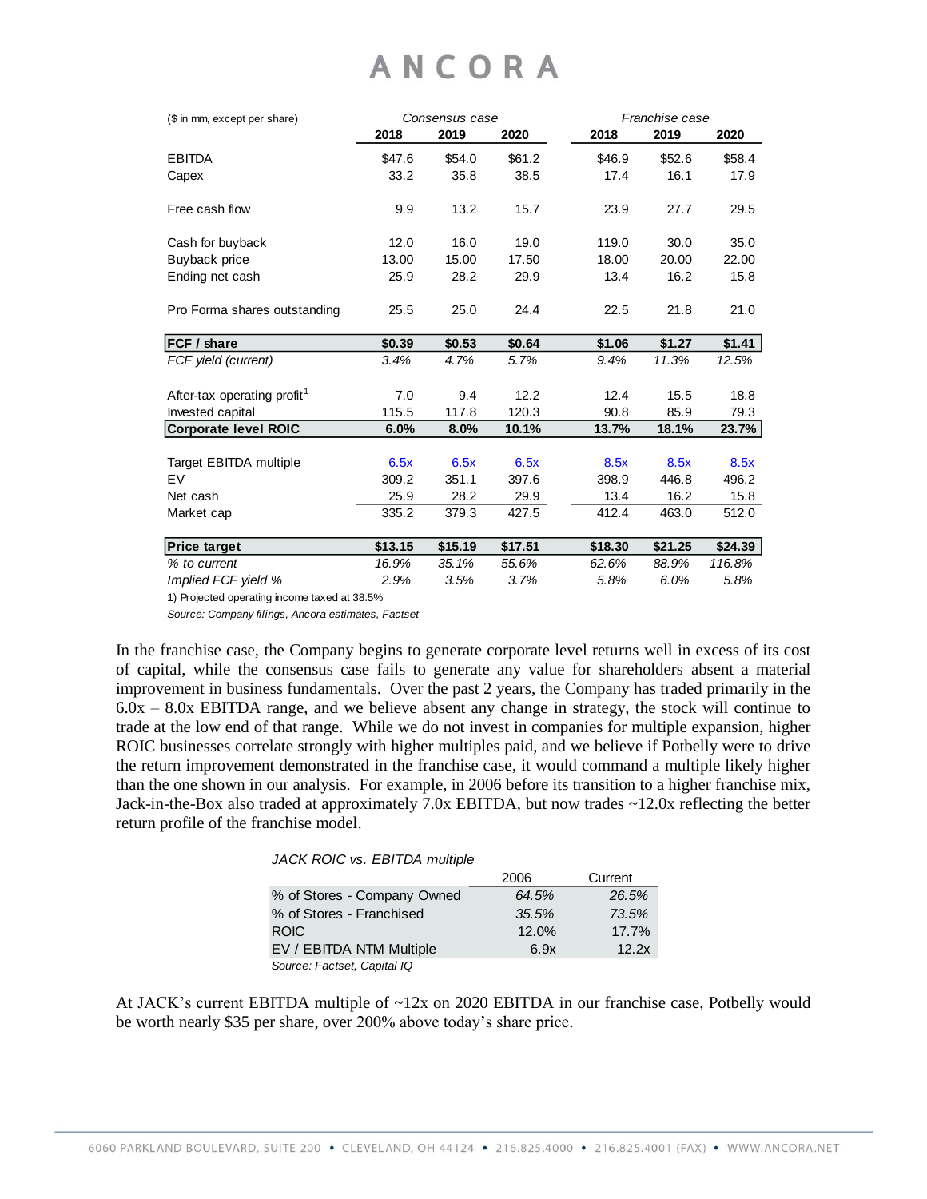| ($ in mm, except per share) | Consensus case | | | Franchise case | | |
|---|---|---|---|---|---|---|
| | 2018 | 2019 | 2020 | 2018 | 2019 | 2020 |
| EBITDA | $47.6 | $54.0 | $61.2 | $46.9 | $52.6 | $58.4 |
| Capex | 33.2 | 35.8 | 38.5 | 17.4 | 16.1 | 17.9 |
| Free cash flow | 9.9 | 13.2 | 15.7 | 23.9 | 27.7 | 29.5 |
| Cash for buyback | 12.0 | 16.0 | 19.0 | 119.0 | 30.0 | 35.0 |
| Buyback price | 13.00 | 15.00 | 17.50 | 18.00 | 20.00 | 22.00 |
| Ending net cash | 25.9 | 28.2 | 29.9 | 13.4 | 16.2 | 15.8 |
| Pro Forma shares outstanding | 25.5 | 25.0 | 24.4 | 22.5 | 21.8 | 21.0 |
| **FCF / share** | **$0.39** | **$0.53** | **$0.64** | **$1.06** | **$1.27** | **$1.41** |
| *FCF yield (current)* | *3.4%* | *4.7%* | *5.7%* | *9.4%* | *11.3%* | *12.5%* |
| After-tax operating profit[1] | 7.0 | 9.4 | 12.2 | 12.4 | 15.5 | 18.8 |
| Invested capital | 115.5 | 117.8 | 120.3 | 90.8 | 85.9 | 79.3 |
| **Corporate level ROIC** | **6.0%** | **8.0%** | **10.1%** | **13.7%** | **18.1%** | **23.7%** |
| Target EBITDA multiple | 6.5x | 6.5x | 6.5x | 8.5x | 8.5x | 8.5x |
| EV | 309.2 | 351.1 | 397.6 | 398.9 | 446.8 | 496.2 |
| Net cash | 25.9 | 28.2 | 29.9 | 13.4 | 16.2 | 15.8 |
| Market cap | 335.2 | 379.3 | 427.5 | 412.4 | 463.0 | 512.0 |
| **Price target** | **$13.15** | **$15.19** | **$17.51** | **$18.30** | **$21.25** | **$24.39** |
| *% to current* | *16.9%* | *35.1%* | *55.6%* | *62.6%* | *88.9%* | *116.8%* |
| *Implied FCF yield %* | *2.9%* | *3.5%* | *3.7%* | *5.8%* | *6.0%* | *5.8%* |

1) Projected operating income taxed at 38.5%

*Source: Company filings, Ancora estimates, Factset*

In the franchise case, the Company begins to generate corporate level returns well in excess of its cost of capital, while the consensus case fails to generate any value for shareholders absent a material improvement in business fundamentals. Over the past 2 years, the Company has traded primarily in the 6.0x – 8.0x EBITDA range, and we believe absent any change in strategy, the stock will continue to trade at the low end of that range. While we do not invest in companies for multiple expansion, higher ROIC businesses correlate strongly with higher multiples paid, and we believe if Potbelly were to drive the return improvement demonstrated in the franchise case, it would command a multiple likely higher than the one shown in our analysis. For example, in 2006 before its transition to a higher franchise mix, Jack-in-the-Box also traded at approximately 7.0x EBITDA, but now trades ~12.0x reflecting the better return profile of the franchise model.

*JACK ROIC vs. EBITDA multiple*

| | 2006 | Current |
|---|---|---|
| % of Stores - Company Owned | *64.5%* | *26.5%* |
| % of Stores - Franchised | *35.5%* | *73.5%* |
| ROIC | 12.0% | 17.7% |
| EV / EBITDA NTM Multiple | 6.9x | 12.2x |

*Source: Factset, Capital IQ*

At JACK's current EBITDA multiple of ~12x on 2020 EBITDA in our franchise case, Potbelly would be worth nearly $35 per share, over 200% above today's share price.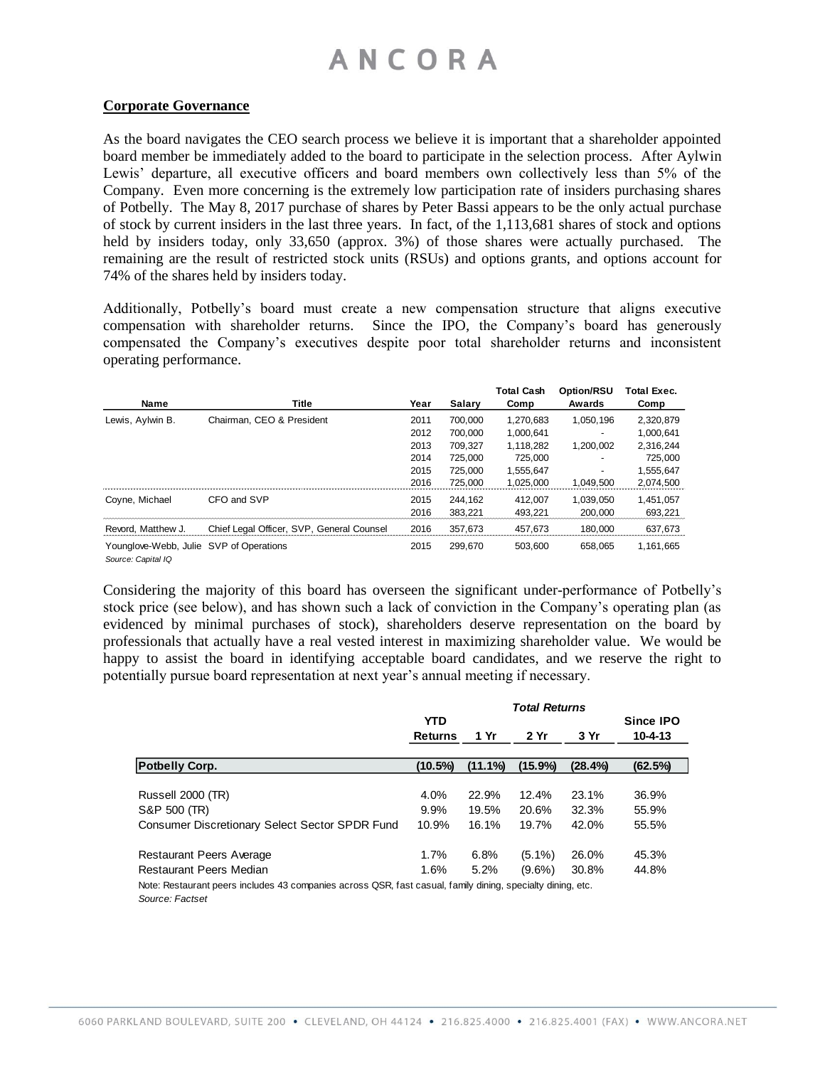**Corporate Governance**

As the board navigates the CEO search process we believe it is important that a shareholder appointed board member be immediately added to the board to participate in the selection process. After Aylwin Lewis' departure, all executive officers and board members own collectively less than 5% of the Company. Even more concerning is the extremely low participation rate of insiders purchasing shares of Potbelly. The May 8, 2017 purchase of shares by Peter Bassi appears to be the only actual purchase of stock by current insiders in the last three years. In fact, of the 1,113,681 shares of stock and options held by insiders today, only 33,650 (approx. 3%) of those shares were actually purchased. The remaining are the result of restricted stock units (RSUs) and options grants, and options account for 74% of the shares held by insiders today.

Additionally, Potbelly's board must create a new compensation structure that aligns executive compensation with shareholder returns. Since the IPO, the Company's board has generously compensated the Company's executives despite poor total shareholder returns and inconsistent operating performance.

| Name | Title | Year | Salary | Total Cash Comp | Option/RSU Awards | Total Exec. Comp |
|---|---|---|---|---|---|---|
| Lewis, Aylwin B. | Chairman, CEO & President | 2011 | 700,000 | 1,270,683 | 1,050,196 | 2,320,879 |
| | | 2012 | 700,000 | 1,000,641 | - | 1,000,641 |
| | | 2013 | 709,327 | 1,118,282 | 1,200,002 | 2,316,244 |
| | | 2014 | 725,000 | 725,000 | - | 725,000 |
| | | 2015 | 725,000 | 1,555,647 | - | 1,555,647 |
| | | 2016 | 725,000 | 1,025,000 | 1,049,500 | 2,074,500 |
| Coyne, Michael | CFO and SVP | 2015 | 244,162 | 412,007 | 1,039,050 | 1,451,057 |
| | | 2016 | 383,221 | 493,221 | 200,000 | 693,221 |
| Revord, Matthew J. | Chief Legal Officer, SVP, General Counsel | 2016 | 357,673 | 457,673 | 180,000 | 637,673 |
| Younglove-Webb, Julie | SVP of Operations | 2015 | 299,670 | 503,600 | 658,065 | 1,161,665 |

*Source: Capital IQ*

Considering the majority of this board has overseen the significant under-performance of Potbelly's stock price (see below), and has shown such a lack of conviction in the Company's operating plan (as evidenced by minimal purchases of stock), shareholders deserve representation on the board by professionals that actually have a real vested interest in maximizing shareholder value. We would be happy to assist the board in identifying acceptable board candidates, and we reserve the right to potentially pursue board representation at next year's annual meeting if necessary.

| | *Total Returns* | | | | |
|---|---|---|---|---|---|
| | YTD Returns | 1 Yr | 2 Yr | 3 Yr | Since IPO 10-4-13 |
| **Potbelly Corp.** | **(10.5%)** | **(11.1%)** | **(15.9%)** | **(28.4%)** | **(62.5%)** |
| Russell 2000 (TR) | 4.0% | 22.9% | 12.4% | 23.1% | 36.9% |
| S&P 500 (TR) | 9.9% | 19.5% | 20.6% | 32.3% | 55.9% |
| Consumer Discretionary Select Sector SPDR Fund | 10.9% | 16.1% | 19.7% | 42.0% | 55.5% |
| Restaurant Peers Average | 1.7% | 6.8% | (5.1%) | 26.0% | 45.3% |
| Restaurant Peers Median | 1.6% | 5.2% | (9.6%) | 30.8% | 44.8% |

Note: Restaurant peers includes 43 companies across QSR, fast casual, family dining, specialty dining, etc.
*Source: Factset*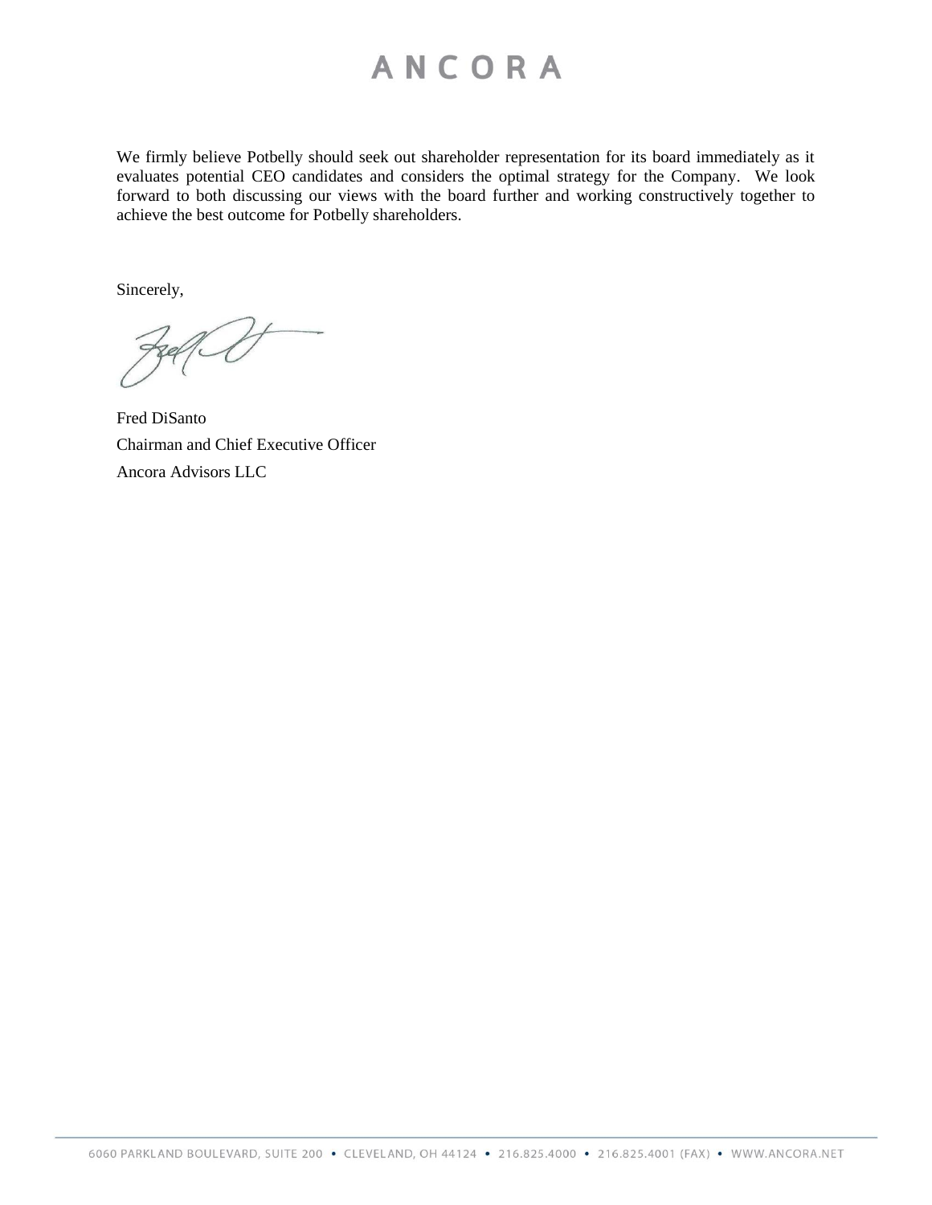We firmly believe Potbelly should seek out shareholder representation for its board immediately as it evaluates potential CEO candidates and considers the optimal strategy for the Company. We look forward to both discussing our views with the board further and working constructively together to achieve the best outcome for Potbelly shareholders.

Sincerely,

Fred DiSanto
Chairman and Chief Executive Officer
Ancora Advisors LLC